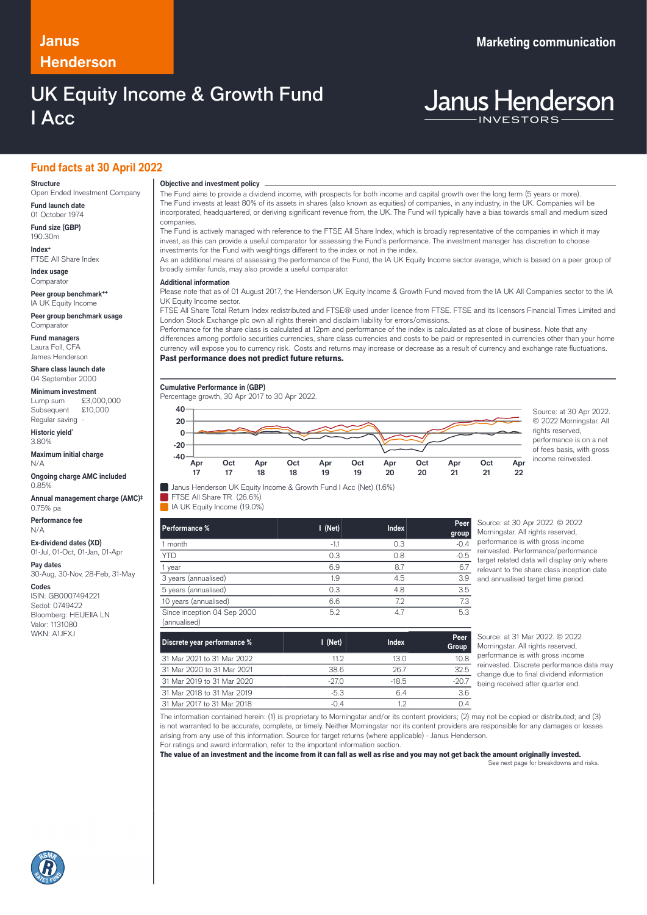# Janus Henderson

Marketing communication

# UK Equity Income & Growth Fund I Acc

## Fund facts at 30 April 2022

**Structure**
Open Ended Investment Company

**Fund launch date**
01 October 1974

**Fund size (GBP)**
190.30m

**Index+**
FTSE All Share Index

**Index usage**
Comparator

**Peer group benchmark++**
IA UK Equity Income

**Peer group benchmark usage**
Comparator

**Fund managers**
Laura Foll, CFA
James Henderson

**Share class launch date**
04 September 2000

**Minimum investment**
Lump sum £3,000,000
Subsequent £10,000
Regular saving -

**Historic yield***
3.80%

**Maximum initial charge**
N/A

**Ongoing charge AMC included**
0.85%

**Annual management charge (AMC)‡**
0.75% pa

**Performance fee**
N/A

**Ex-dividend dates (XD)**
01-Jul, 01-Oct, 01-Jan, 01-Apr

**Pay dates**
30-Aug, 30-Nov, 28-Feb, 31-May

**Codes**
ISIN: GB0007494221
Sedol: 0749422
Bloomberg: HEUEIIA LN
Valor: 1131080
WKN: A1JFXJ

### Objective and investment policy

The Fund aims to provide a dividend income, with prospects for both income and capital growth over the long term (5 years or more).
The Fund invests at least 80% of its assets in shares (also known as equities) of companies, in any industry, in the UK. Companies will be incorporated, headquartered, or deriving significant revenue from, the UK. The Fund will typically have a bias towards small and medium sized companies.
The Fund is actively managed with reference to the FTSE All Share Index, which is broadly representative of the companies in which it may invest, as this can provide a useful comparator for assessing the Fund's performance. The investment manager has discretion to choose investments for the Fund with weightings different to the index or not in the index.
As an additional means of assessing the performance of the Fund, the IA UK Equity Income sector average, which is based on a peer group of broadly similar funds, may also provide a useful comparator.

### Additional information

Please note that as of 01 August 2017, the Henderson UK Equity Income & Growth Fund moved from the IA UK All Companies sector to the IA UK Equity Income sector.
FTSE All Share Total Return Index redistributed and FTSE® used under licence from FTSE. FTSE and its licensors Financial Times Limited and London Stock Exchange plc own all rights therein and disclaim liability for errors/omissions.
Performance for the share class is calculated at 12pm and performance of the index is calculated as at close of business. Note that any differences among portfolio securities currencies, share class currencies and costs to be paid or represented in currencies other than your home currency will expose you to currency risk. Costs and returns may increase or decrease as a result of currency and exchange rate fluctuations.
**Past performance does not predict future returns.**

### Cumulative Performance in (GBP)

Percentage growth, 30 Apr 2017 to 30 Apr 2022.

- Janus Henderson UK Equity Income & Growth Fund I Acc (Net) (1.6%)
- FTSE All Share TR (26.6%)
- IA UK Equity Income (19.0%)

Source: at 30 Apr 2022. © 2022 Morningstar. All rights reserved, performance is on a net of fees basis, with gross income reinvested.

| Performance % | I (Net) | Index | Peer group |
|---|---|---|---|
| 1 month | -1.1 | 0.3 | -0.4 |
| YTD | 0.3 | 0.8 | -0.5 |
| 1 year | 6.9 | 8.7 | 6.7 |
| 3 years (annualised) | 1.9 | 4.5 | 3.9 |
| 5 years (annualised) | 0.3 | 4.8 | 3.5 |
| 10 years (annualised) | 6.6 | 7.2 | 7.3 |
| Since inception 04 Sep 2000 (annualised) | 5.2 | 4.7 | 5.3 |

Source: at 30 Apr 2022. © 2022 Morningstar. All rights reserved, performance is with gross income reinvested. Performance/performance target related data will display only where relevant to the share class inception date and annualised target time period.

| Discrete year performance % | I (Net) | Index | Peer Group |
|---|---|---|---|
| 31 Mar 2021 to 31 Mar 2022 | 11.2 | 13.0 | 10.8 |
| 31 Mar 2020 to 31 Mar 2021 | 38.6 | 26.7 | 32.5 |
| 31 Mar 2019 to 31 Mar 2020 | -27.0 | -18.5 | -20.7 |
| 31 Mar 2018 to 31 Mar 2019 | -5.3 | 6.4 | 3.6 |
| 31 Mar 2017 to 31 Mar 2018 | -0.4 | 1.2 | 0.4 |

Source: at 31 Mar 2022. © 2022 Morningstar. All rights reserved, performance is with gross income reinvested. Discrete performance data may change due to final dividend information being received after quarter end.

The information contained herein: (1) is proprietary to Morningstar and/or its content providers; (2) may not be copied or distributed; and (3) is not warranted to be accurate, complete, or timely. Neither Morningstar nor its content providers are responsible for any damages or losses arising from any use of this information. Source for target returns (where applicable) - Janus Henderson.
For ratings and award information, refer to the important information section.
**The value of an investment and the income from it can fall as well as rise and you may not get back the amount originally invested.**

See next page for breakdowns and risks.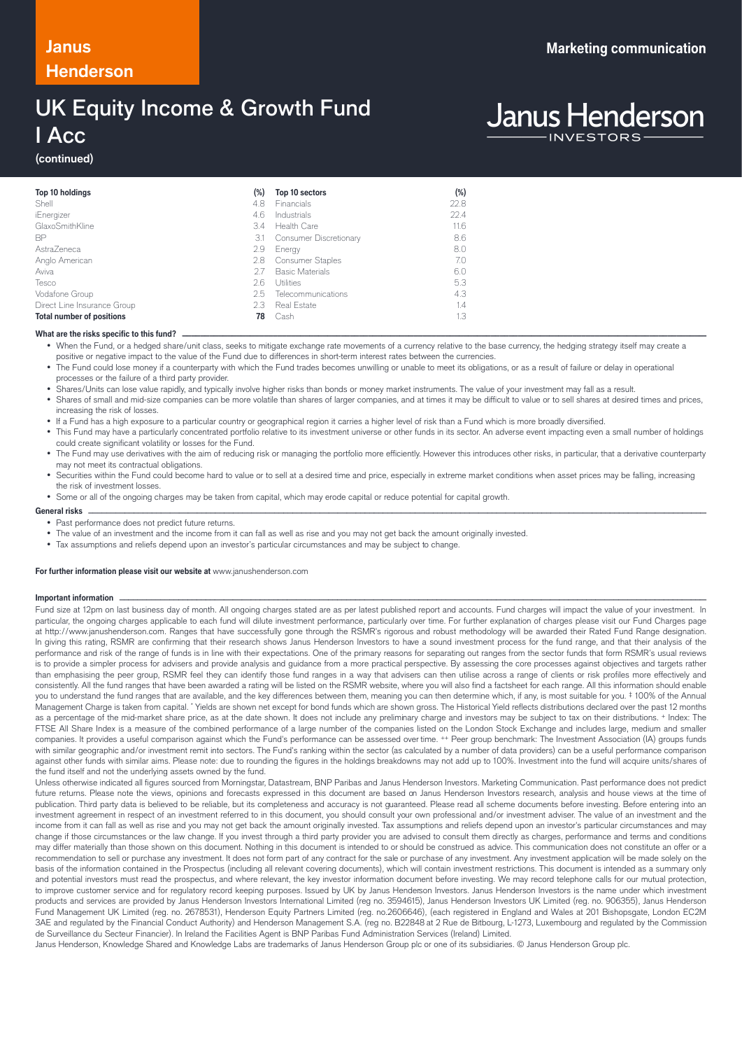Janus Henderson

Marketing communication

# UK Equity Income & Growth Fund I Acc

(continued)

| Top 10 holdings | (%) | Top 10 sectors | (%) |
|---|---|---|---|
| Shell | 4.8 | Financials | 22.8 |
| iEnergizer | 4.6 | Industrials | 22.4 |
| GlaxoSmithKline | 3.4 | Health Care | 11.6 |
| BP | 3.1 | Consumer Discretionary | 8.6 |
| AstraZeneca | 2.9 | Energy | 8.0 |
| Anglo American | 2.8 | Consumer Staples | 7.0 |
| Aviva | 2.7 | Basic Materials | 6.0 |
| Tesco | 2.6 | Utilities | 5.3 |
| Vodafone Group | 2.5 | Telecommunications | 4.3 |
| Direct Line Insurance Group | 2.3 | Real Estate | 1.4 |
| **Total number of positions** | **78** | Cash | 1.3 |

### What are the risks specific to this fund?

- When the Fund, or a hedged share/unit class, seeks to mitigate exchange rate movements of a currency relative to the base currency, the hedging strategy itself may create a positive or negative impact to the value of the Fund due to differences in short-term interest rates between the currencies.
- The Fund could lose money if a counterparty with which the Fund trades becomes unwilling or unable to meet its obligations, or as a result of failure or delay in operational processes or the failure of a third party provider.
- Shares/Units can lose value rapidly, and typically involve higher risks than bonds or money market instruments. The value of your investment may fall as a result.
- Shares of small and mid-size companies can be more volatile than shares of larger companies, and at times it may be difficult to value or to sell shares at desired times and prices, increasing the risk of losses.
- If a Fund has a high exposure to a particular country or geographical region it carries a higher level of risk than a Fund which is more broadly diversified.
- This Fund may have a particularly concentrated portfolio relative to its investment universe or other funds in its sector. An adverse event impacting even a small number of holdings could create significant volatility or losses for the Fund.
- The Fund may use derivatives with the aim of reducing risk or managing the portfolio more efficiently. However this introduces other risks, in particular, that a derivative counterparty may not meet its contractual obligations.
- Securities within the Fund could become hard to value or to sell at a desired time and price, especially in extreme market conditions when asset prices may be falling, increasing the risk of investment losses.
- Some or all of the ongoing charges may be taken from capital, which may erode capital or reduce potential for capital growth.

### General risks

- Past performance does not predict future returns.
- The value of an investment and the income from it can fall as well as rise and you may not get back the amount originally invested.
- Tax assumptions and reliefs depend upon an investor's particular circumstances and may be subject to change.

**For further information please visit our website at** www.janushenderson.com

### Important information

Fund size at 12pm on last business day of month. All ongoing charges stated are as per latest published report and accounts. Fund charges will impact the value of your investment. In particular, the ongoing charges applicable to each fund will dilute investment performance, particularly over time. For further explanation of charges please visit our Fund Charges page at http://www.janushenderson.com. Ranges that have successfully gone through the RSMR's rigorous and robust methodology will be awarded their Rated Fund Range designation. In giving this rating, RSMR are confirming that their research shows Janus Henderson Investors to have a sound investment process for the fund range, and that their analysis of the performance and risk of the range of funds is in line with their expectations. One of the primary reasons for separating out ranges from the sector funds that form RSMR's usual reviews is to provide a simpler process for advisers and provide analysis and guidance from a more practical perspective. By assessing the core processes against objectives and targets rather than emphasising the peer group, RSMR feel they can identify those fund ranges in a way that advisers can then utilise across a range of clients or risk profiles more effectively and consistently. All the fund ranges that have been awarded a rating will be listed on the RSMR website, where you will also find a factsheet for each range. All this information should enable you to understand the fund ranges that are available, and the key differences between them, meaning you can then determine which, if any, is most suitable for you. ‡ 100% of the Annual Management Charge is taken from capital. * Yields are shown net except for bond funds which are shown gross. The Historical Yield reflects distributions declared over the past 12 months as a percentage of the mid-market share price, as at the date shown. It does not include any preliminary charge and investors may be subject to tax on their distributions. + Index: The FTSE All Share Index is a measure of the combined performance of a large number of the companies listed on the London Stock Exchange and includes large, medium and smaller companies. It provides a useful comparison against which the Fund's performance can be assessed over time. ++ Peer group benchmark: The Investment Association (IA) groups funds with similar geographic and/or investment remit into sectors. The Fund's ranking within the sector (as calculated by a number of data providers) can be a useful performance comparison against other funds with similar aims. Please note: due to rounding the figures in the holdings breakdowns may not add up to 100%. Investment into the fund will acquire units/shares of the fund itself and not the underlying assets owned by the fund.

Unless otherwise indicated all figures sourced from Morningstar, Datastream, BNP Paribas and Janus Henderson Investors. Marketing Communication. Past performance does not predict future returns. Please note the views, opinions and forecasts expressed in this document are based on Janus Henderson Investors research, analysis and house views at the time of publication. Third party data is believed to be reliable, but its completeness and accuracy is not guaranteed. Please read all scheme documents before investing. Before entering into an investment agreement in respect of an investment referred to in this document, you should consult your own professional and/or investment adviser. The value of an investment and the income from it can fall as well as rise and you may not get back the amount originally invested. Tax assumptions and reliefs depend upon an investor's particular circumstances and may change if those circumstances or the law change. If you invest through a third party provider you are advised to consult them directly as charges, performance and terms and conditions may differ materially than those shown on this document. Nothing in this document is intended to or should be construed as advice. This communication does not constitute an offer or a recommendation to sell or purchase any investment. It does not form part of any contract for the sale or purchase of any investment. Any investment application will be made solely on the basis of the information contained in the Prospectus (including all relevant covering documents), which will contain investment restrictions. This document is intended as a summary only and potential investors must read the prospectus, and where relevant, the key investor information document before investing. We may record telephone calls for our mutual protection, to improve customer service and for regulatory record keeping purposes. Issued by UK by Janus Henderson Investors. Janus Henderson Investors is the name under which investment products and services are provided by Janus Henderson Investors International Limited (reg no. 3594615), Janus Henderson Investors UK Limited (reg. no. 906355), Janus Henderson Fund Management UK Limited (reg. no. 2678531), Henderson Equity Partners Limited (reg. no.2606646), (each registered in England and Wales at 201 Bishopsgate, London EC2M 3AE and regulated by the Financial Conduct Authority) and Henderson Management S.A. (reg no. B22848 at 2 Rue de Bitbourg, L-1273, Luxembourg and regulated by the Commission de Surveillance du Secteur Financier). In Ireland the Facilities Agent is BNP Paribas Fund Administration Services (Ireland) Limited.

Janus Henderson, Knowledge Shared and Knowledge Labs are trademarks of Janus Henderson Group plc or one of its subsidiaries. © Janus Henderson Group plc.